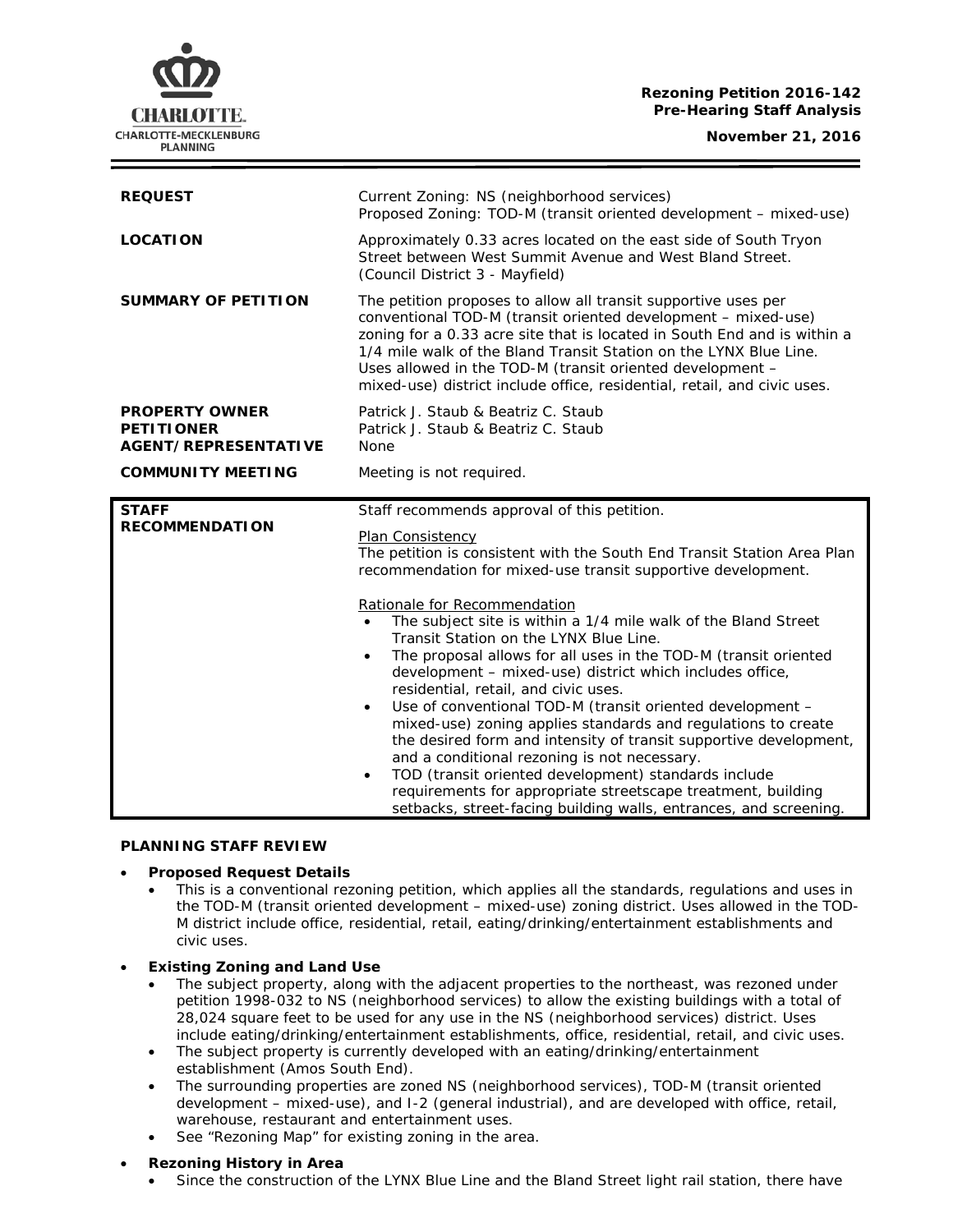CHARLOTTE.
CHARLOTTE-MECKLENBURG
PLANNING

**Rezoning Petition 2016-142**
**Pre-Hearing Staff Analysis**

**November 21, 2016**

| | |
|---|---|
| **REQUEST** | Current Zoning: NS (neighborhood services)<br>Proposed Zoning: TOD-M (transit oriented development – mixed-use) |
| **LOCATION** | Approximately 0.33 acres located on the east side of South Tryon Street between West Summit Avenue and West Bland Street.<br>(Council District 3 - Mayfield) |
| **SUMMARY OF PETITION** | The petition proposes to allow all transit supportive uses per conventional TOD-M (transit oriented development – mixed-use) zoning for a 0.33 acre site that is located in South End and is within a 1/4 mile walk of the Bland Transit Station on the LYNX Blue Line. Uses allowed in the TOD-M (transit oriented development – mixed-use) district include office, residential, retail, and civic uses. |
| **PROPERTY OWNER**<br>**PETITIONER**<br>**AGENT/REPRESENTATIVE** | Patrick J. Staub & Beatriz C. Staub<br>Patrick J. Staub & Beatriz C. Staub<br>None |
| **COMMUNITY MEETING** | Meeting is not required. |

| | |
|---|---|
| **STAFF RECOMMENDATION** | Staff recommends approval of this petition.<br><br>Plan Consistency<br>The petition is consistent with the South End Transit Station Area Plan recommendation for mixed-use transit supportive development.<br><br>Rationale for Recommendation<br>• The subject site is within a 1/4 mile walk of the Bland Street Transit Station on the LYNX Blue Line.<br>• The proposal allows for all uses in the TOD-M (transit oriented development – mixed-use) district which includes office, residential, retail, and civic uses.<br>• Use of conventional TOD-M (transit oriented development – mixed-use) zoning applies standards and regulations to create the desired form and intensity of transit supportive development, and a conditional rezoning is not necessary.<br>• TOD (transit oriented development) standards include requirements for appropriate streetscape treatment, building setbacks, street-facing building walls, entrances, and screening. |

**PLANNING STAFF REVIEW**

- **Proposed Request Details**
  - This is a conventional rezoning petition, which applies all the standards, regulations and uses in the TOD-M (transit oriented development – mixed-use) zoning district. Uses allowed in the TOD-M district include office, residential, retail, eating/drinking/entertainment establishments and civic uses.
- **Existing Zoning and Land Use**
  - The subject property, along with the adjacent properties to the northeast, was rezoned under petition 1998-032 to NS (neighborhood services) to allow the existing buildings with a total of 28,024 square feet to be used for any use in the NS (neighborhood services) district. Uses include eating/drinking/entertainment establishments, office, residential, retail, and civic uses.
  - The subject property is currently developed with an eating/drinking/entertainment establishment (Amos South End).
  - The surrounding properties are zoned NS (neighborhood services), TOD-M (transit oriented development – mixed-use), and I-2 (general industrial), and are developed with office, retail, warehouse, restaurant and entertainment uses.
  - See "Rezoning Map" for existing zoning in the area.
- **Rezoning History in Area**
  - Since the construction of the LYNX Blue Line and the Bland Street light rail station, there have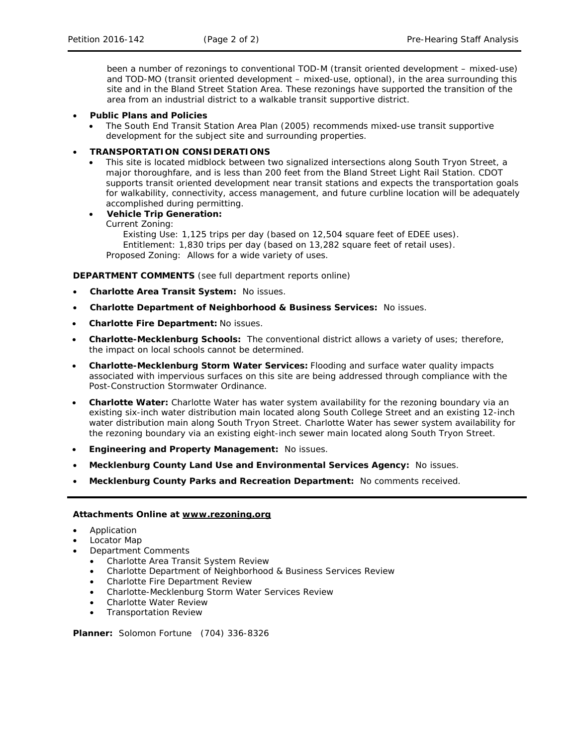been a number of rezonings to conventional TOD-M (transit oriented development – mixed-use) and TOD-MO (transit oriented development – mixed-use, optional), in the area surrounding this site and in the Bland Street Station Area. These rezonings have supported the transition of the area from an industrial district to a walkable transit supportive district.

- **Public Plans and Policies**
  - The South End Transit Station Area Plan (2005) recommends mixed-use transit supportive development for the subject site and surrounding properties.

- **TRANSPORTATION CONSIDERATIONS**
  - This site is located midblock between two signalized intersections along South Tryon Street, a major thoroughfare, and is less than 200 feet from the Bland Street Light Rail Station. CDOT supports transit oriented development near transit stations and expects the transportation goals for walkability, connectivity, access management, and future curbline location will be adequately accomplished during permitting.
  - **Vehicle Trip Generation:**
    Current Zoning:
      Existing Use: 1,125 trips per day (based on 12,504 square feet of EDEE uses).
      Entitlement: 1,830 trips per day (based on 13,282 square feet of retail uses).
    Proposed Zoning: Allows for a wide variety of uses.

**DEPARTMENT COMMENTS** (see full department reports online)

- **Charlotte Area Transit System:** No issues.
- **Charlotte Department of Neighborhood & Business Services:** No issues.
- **Charlotte Fire Department:** No issues.
- **Charlotte-Mecklenburg Schools:** The conventional district allows a variety of uses; therefore, the impact on local schools cannot be determined.
- **Charlotte-Mecklenburg Storm Water Services:** Flooding and surface water quality impacts associated with impervious surfaces on this site are being addressed through compliance with the Post-Construction Stormwater Ordinance.
- **Charlotte Water:** Charlotte Water has water system availability for the rezoning boundary via an existing six-inch water distribution main located along South College Street and an existing 12-inch water distribution main along South Tryon Street. Charlotte Water has sewer system availability for the rezoning boundary via an existing eight-inch sewer main located along South Tryon Street.
- **Engineering and Property Management:** No issues.
- **Mecklenburg County Land Use and Environmental Services Agency:** No issues.
- **Mecklenburg County Parks and Recreation Department:** No comments received.

---

**Attachments Online at www.rezoning.org**

- Application
- Locator Map
- Department Comments
  - Charlotte Area Transit System Review
  - Charlotte Department of Neighborhood & Business Services Review
  - Charlotte Fire Department Review
  - Charlotte-Mecklenburg Storm Water Services Review
  - Charlotte Water Review
  - Transportation Review

**Planner:** Solomon Fortune (704) 336-8326